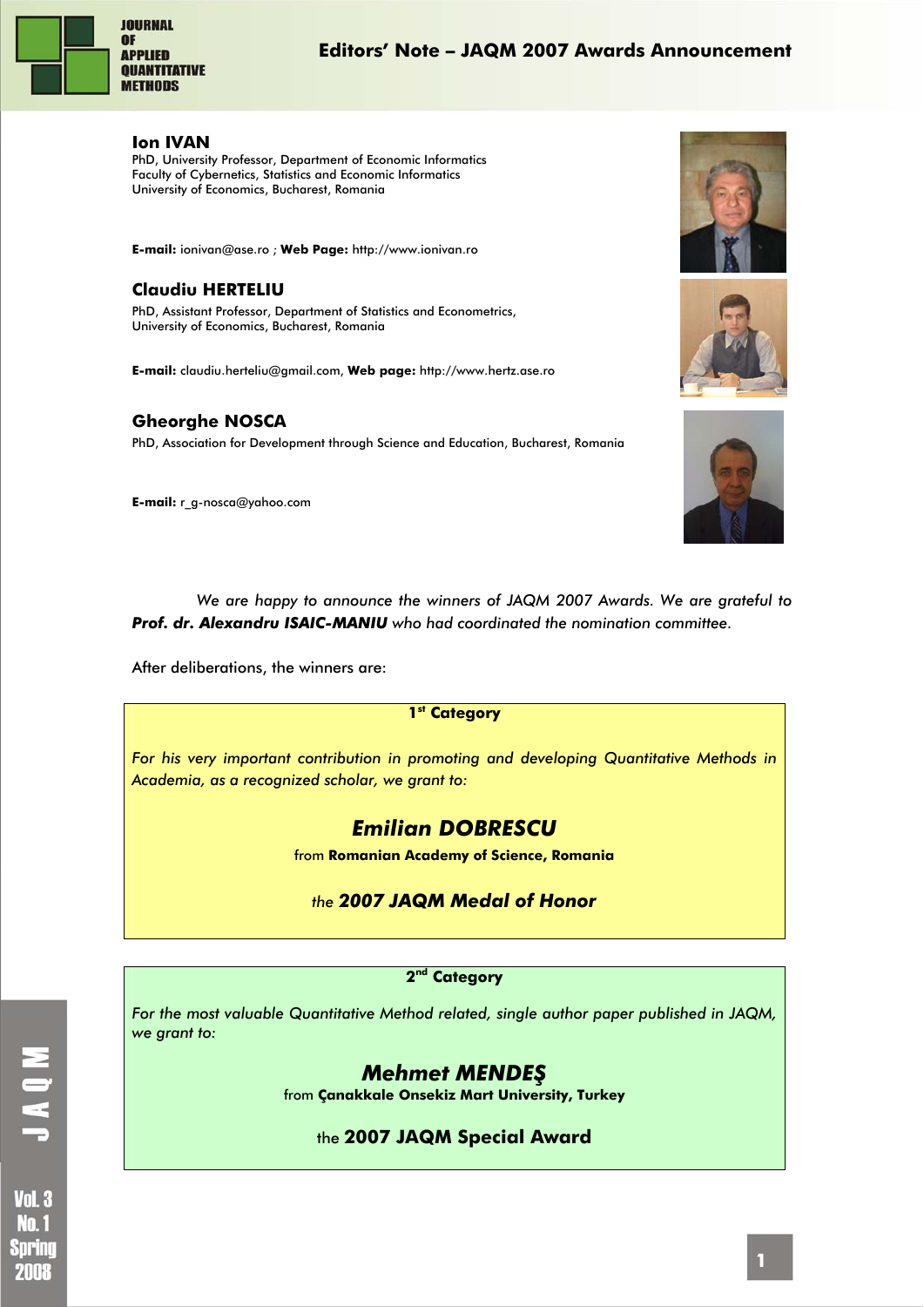# Editors' Note – JAQM 2007 Awards Announcement

**Ion IVAN**
PhD, University Professor, Department of Economic Informatics
Faculty of Cybernetics, Statistics and Economic Informatics
University of Economics, Bucharest, Romania

**E-mail:** ionivan@ase.ro ; **Web Page:** http://www.ionivan.ro

**Claudiu HERTELIU**
PhD, Assistant Professor, Department of Statistics and Econometrics,
University of Economics, Bucharest, Romania

**E-mail:** claudiu.herteliu@gmail.com, **Web page:** http://www.hertz.ase.ro

**Gheorghe NOSCA**
PhD, Association for Development through Science and Education, Bucharest, Romania

**E-mail:** r_g-nosca@yahoo.com

*We are happy to announce the winners of JAQM 2007 Awards. We are grateful to **Prof. dr. Alexandru ISAIC-MANIU** who had coordinated the nomination committee.*

After deliberations, the winners are:

**1st Category**

*For his very important contribution in promoting and developing Quantitative Methods in Academia, as a recognized scholar, we grant to:*

***Emilian DOBRESCU***

from **Romanian Academy of Science, Romania**

*the **2007 JAQM Medal of Honor***

**2nd Category**

*For the most valuable Quantitative Method related, single author paper published in JAQM, we grant to:*

***Mehmet MENDEŞ***

from **Çanakkale Onsekiz Mart University, Turkey**

the **2007 JAQM Special Award**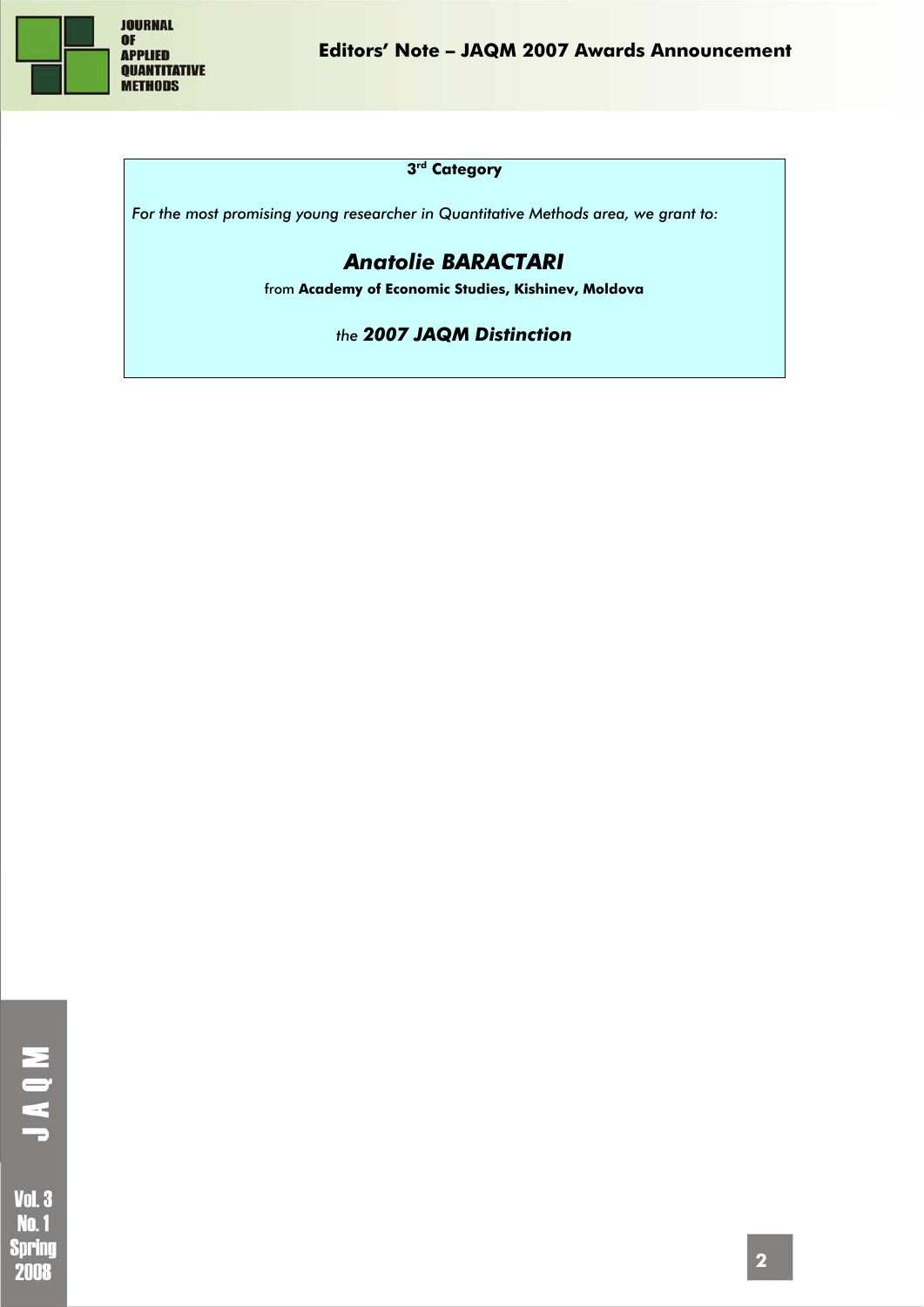**3rd Category**

*For the most promising young researcher in Quantitative Methods area, we grant to:*

***Anatolie BARACTARI***

from **Academy of Economic Studies, Kishinev, Moldova**

*the* ***2007 JAQM Distinction***